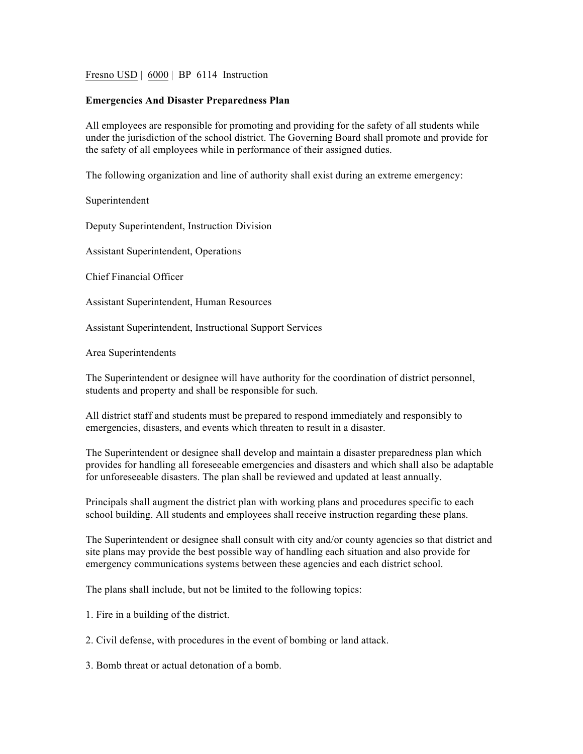Fresno USD | 6000 | BP 6114 Instruction

**Emergencies And Disaster Preparedness Plan**

All employees are responsible for promoting and providing for the safety of all students while under the jurisdiction of the school district. The Governing Board shall promote and provide for the safety of all employees while in performance of their assigned duties.

The following organization and line of authority shall exist during an extreme emergency:

Superintendent

Deputy Superintendent, Instruction Division

Assistant Superintendent, Operations

Chief Financial Officer

Assistant Superintendent, Human Resources

Assistant Superintendent, Instructional Support Services

Area Superintendents

The Superintendent or designee will have authority for the coordination of district personnel, students and property and shall be responsible for such.

All district staff and students must be prepared to respond immediately and responsibly to emergencies, disasters, and events which threaten to result in a disaster.

The Superintendent or designee shall develop and maintain a disaster preparedness plan which provides for handling all foreseeable emergencies and disasters and which shall also be adaptable for unforeseeable disasters. The plan shall be reviewed and updated at least annually.

Principals shall augment the district plan with working plans and procedures specific to each school building. All students and employees shall receive instruction regarding these plans.

The Superintendent or designee shall consult with city and/or county agencies so that district and site plans may provide the best possible way of handling each situation and also provide for emergency communications systems between these agencies and each district school.

The plans shall include, but not be limited to the following topics:

1. Fire in a building of the district.

2. Civil defense, with procedures in the event of bombing or land attack.

3. Bomb threat or actual detonation of a bomb.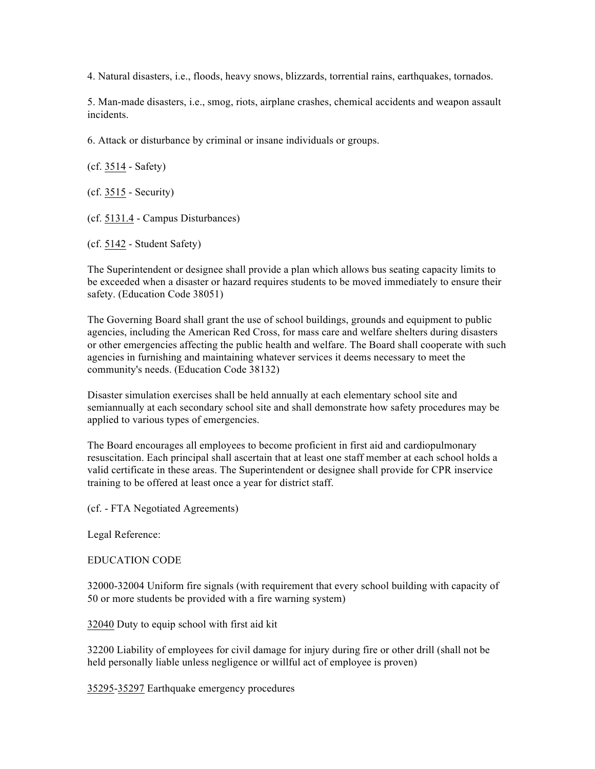4. Natural disasters, i.e., floods, heavy snows, blizzards, torrential rains, earthquakes, tornados.

5. Man-made disasters, i.e., smog, riots, airplane crashes, chemical accidents and weapon assault incidents.

6. Attack or disturbance by criminal or insane individuals or groups.

(cf. 3514 - Safety)

(cf. 3515 - Security)

(cf. 5131.4 - Campus Disturbances)

(cf. 5142 - Student Safety)

The Superintendent or designee shall provide a plan which allows bus seating capacity limits to be exceeded when a disaster or hazard requires students to be moved immediately to ensure their safety. (Education Code 38051)

The Governing Board shall grant the use of school buildings, grounds and equipment to public agencies, including the American Red Cross, for mass care and welfare shelters during disasters or other emergencies affecting the public health and welfare. The Board shall cooperate with such agencies in furnishing and maintaining whatever services it deems necessary to meet the community's needs. (Education Code 38132)

Disaster simulation exercises shall be held annually at each elementary school site and semiannually at each secondary school site and shall demonstrate how safety procedures may be applied to various types of emergencies.

The Board encourages all employees to become proficient in first aid and cardiopulmonary resuscitation. Each principal shall ascertain that at least one staff member at each school holds a valid certificate in these areas. The Superintendent or designee shall provide for CPR inservice training to be offered at least once a year for district staff.

(cf. - FTA Negotiated Agreements)

Legal Reference:

EDUCATION CODE

32000-32004 Uniform fire signals (with requirement that every school building with capacity of 50 or more students be provided with a fire warning system)

32040 Duty to equip school with first aid kit

32200 Liability of employees for civil damage for injury during fire or other drill (shall not be held personally liable unless negligence or willful act of employee is proven)

35295-35297 Earthquake emergency procedures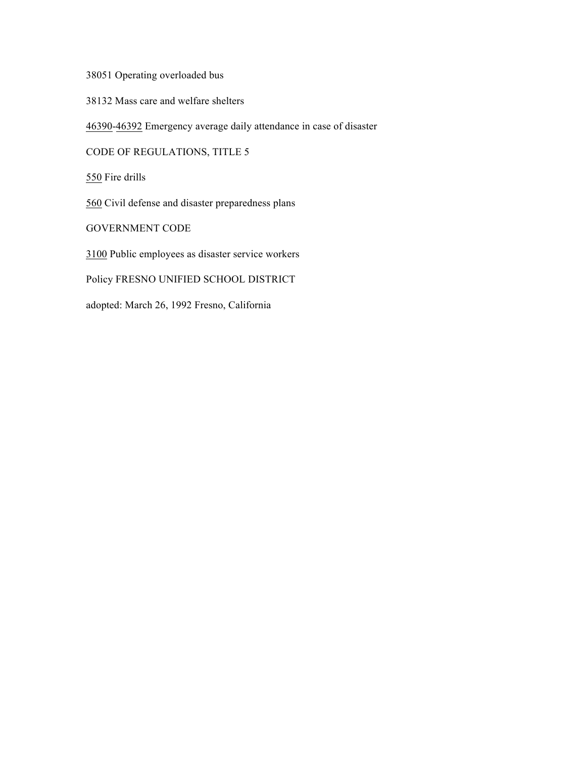38051 Operating overloaded bus

38132 Mass care and welfare shelters

46390-46392 Emergency average daily attendance in case of disaster

CODE OF REGULATIONS, TITLE 5

550 Fire drills

560 Civil defense and disaster preparedness plans

GOVERNMENT CODE

3100 Public employees as disaster service workers

Policy FRESNO UNIFIED SCHOOL DISTRICT

adopted: March 26, 1992 Fresno, California